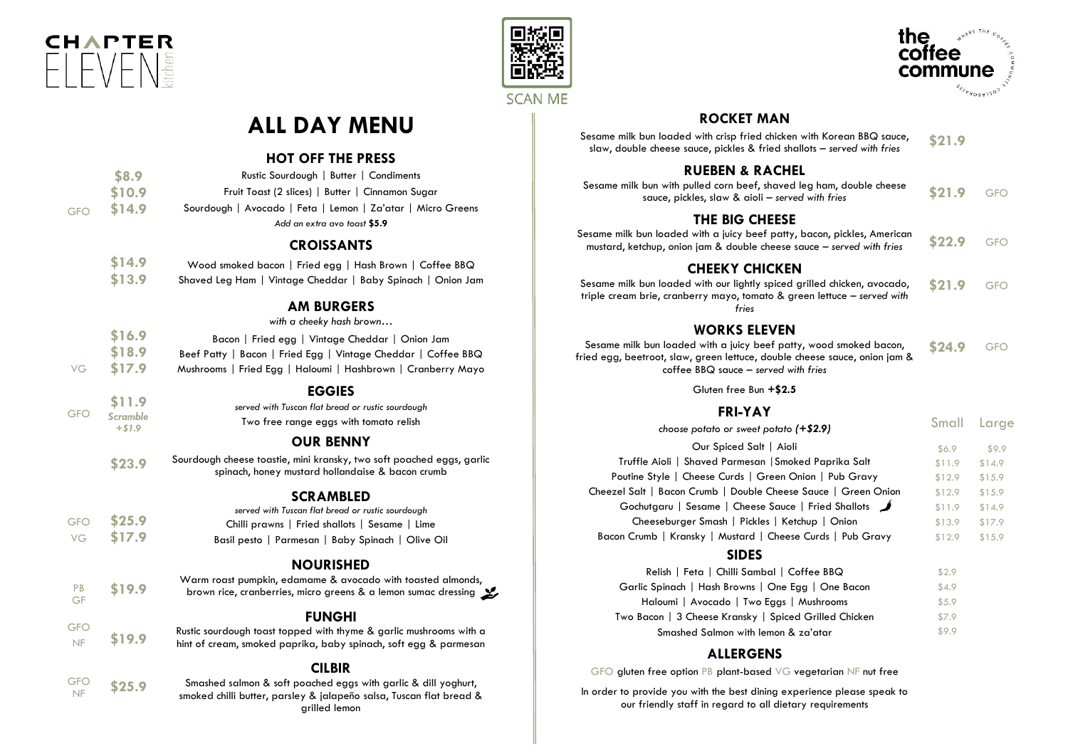CHAPTER ELEVEN kitchen

SCAN ME

the coffee commune — WHERE THE COFFEE COMMUNITY COLLABORATES

# ALL DAY MENU

## HOT OFF THE PRESS

| | Price | Item |
|---|---|---|
| | $8.9 | Rustic Sourdough \| Butter \| Condiments |
| | $10.9 | Fruit Toast (2 slices) \| Butter \| Cinnamon Sugar |
| GFO | $14.9 | Sourdough \| Avocado \| Feta \| Lemon \| Za'atar \| Micro Greens |

*Add an extra avo toast* **$5.9**

## CROISSANTS

| | Price | Item |
|---|---|---|
| | $14.9 | Wood smoked bacon \| Fried egg \| Hash Brown \| Coffee BBQ |
| | $13.9 | Shaved Leg Ham \| Vintage Cheddar \| Baby Spinach \| Onion Jam |

## AM BURGERS

*with a cheeky hash brown…*

| | Price | Item |
|---|---|---|
| | $16.9 | Bacon \| Fried egg \| Vintage Cheddar \| Onion Jam |
| | $18.9 | Beef Patty \| Bacon \| Fried Egg \| Vintage Cheddar \| Coffee BBQ |
| VG | $17.9 | Mushrooms \| Fried Egg \| Haloumi \| Hashbrown \| Cranberry Mayo |

## EGGIES

*served with Tuscan flat bread or rustic sourdough*

GFO **$11.9** *Scramble +$1.9* — Two free range eggs with tomato relish

## OUR BENNY

**$23.9** — Sourdough cheese toastie, mini kransky, two soft poached eggs, garlic spinach, honey mustard hollandaise & bacon crumb

## SCRAMBLED

*served with Tuscan flat bread or rustic sourdough*

| | Price | Item |
|---|---|---|
| GFO | $25.9 | Chilli prawns \| Fried shallots \| Sesame \| Lime |
| VG | $17.9 | Basil pesto \| Parmesan \| Baby Spinach \| Olive Oil |

## NOURISHED

PB GF **$19.9** — Warm roast pumpkin, edamame & avocado with toasted almonds, brown rice, cranberries, micro greens & a lemon sumac dressing

## FUNGHI

GFO NF **$19.9** — Rustic sourdough toast topped with thyme & garlic mushrooms with a hint of cream, smoked paprika, baby spinach, soft egg & parmesan

## CILBIR

GFO NF **$25.9** — Smashed salmon & soft poached eggs with garlic & dill yoghurt, smoked chilli butter, parsley & jalapeño salsa, Tuscan flat bread & grilled lemon

## ROCKET MAN

Sesame milk bun loaded with crisp fried chicken with Korean BBQ sauce, slaw, double cheese sauce, pickles & fried shallots – *served with fries* — **$21.9**

## RUEBEN & RACHEL

Sesame milk bun with pulled corn beef, shaved leg ham, double cheese sauce, pickles, slaw & aioli – *served with fries* — **$21.9** GFO

## THE BIG CHEESE

Sesame milk bun loaded with a juicy beef patty, bacon, pickles, American mustard, ketchup, onion jam & double cheese sauce – *served with fries* — **$22.9** GFO

## CHEEKY CHICKEN

Sesame milk bun loaded with our lightly spiced grilled chicken, avocado, triple cream brie, cranberry mayo, tomato & green lettuce – *served with fries* — **$21.9** GFO

## WORKS ELEVEN

Sesame milk bun loaded with a juicy beef patty, wood smoked bacon, fried egg, beetroot, slaw, green lettuce, double cheese sauce, onion jam & coffee BBQ sauce – *served with fries* — **$24.9** GFO

Gluten free Bun **+$2.5**

## FRI-YAY

*choose potato or sweet potato (+$2.9)*

| Item | Small | Large |
|---|---|---|
| Our Spiced Salt \| Aioli | $6.9 | $9.9 |
| Truffle Aioli \| Shaved Parmesan \|Smoked Paprika Salt | $11.9 | $14.9 |
| Poutine Style \| Cheese Curds \| Green Onion \| Pub Gravy | $12.9 | $15.9 |
| Cheezel Salt \| Bacon Crumb \| Double Cheese Sauce \| Green Onion | $12.9 | $15.9 |
| Gochutgaru \| Sesame \| Cheese Sauce \| Fried Shallots | $11.9 | $14.9 |
| Cheeseburger Smash \| Pickles \| Ketchup \| Onion | $13.9 | $17.9 |
| Bacon Crumb \| Kransky \| Mustard \| Cheese Curds \| Pub Gravy | $12.9 | $15.9 |

## SIDES

| Item | Price |
|---|---|
| Relish \| Feta \| Chilli Sambal \| Coffee BBQ | $2.9 |
| Garlic Spinach \| Hash Browns \| One Egg \| One Bacon | $4.9 |
| Haloumi \| Avocado \| Two Eggs \| Mushrooms | $5.9 |
| Two Bacon \| 3 Cheese Kransky \| Spiced Grilled Chicken | $7.9 |
| Smashed Salmon with lemon & za'atar | $9.9 |

## ALLERGENS

GFO gluten free option PB plant-based VG vegetarian NF nut free

In order to provide you with the best dining experience please speak to our friendly staff in regard to all dietary requirements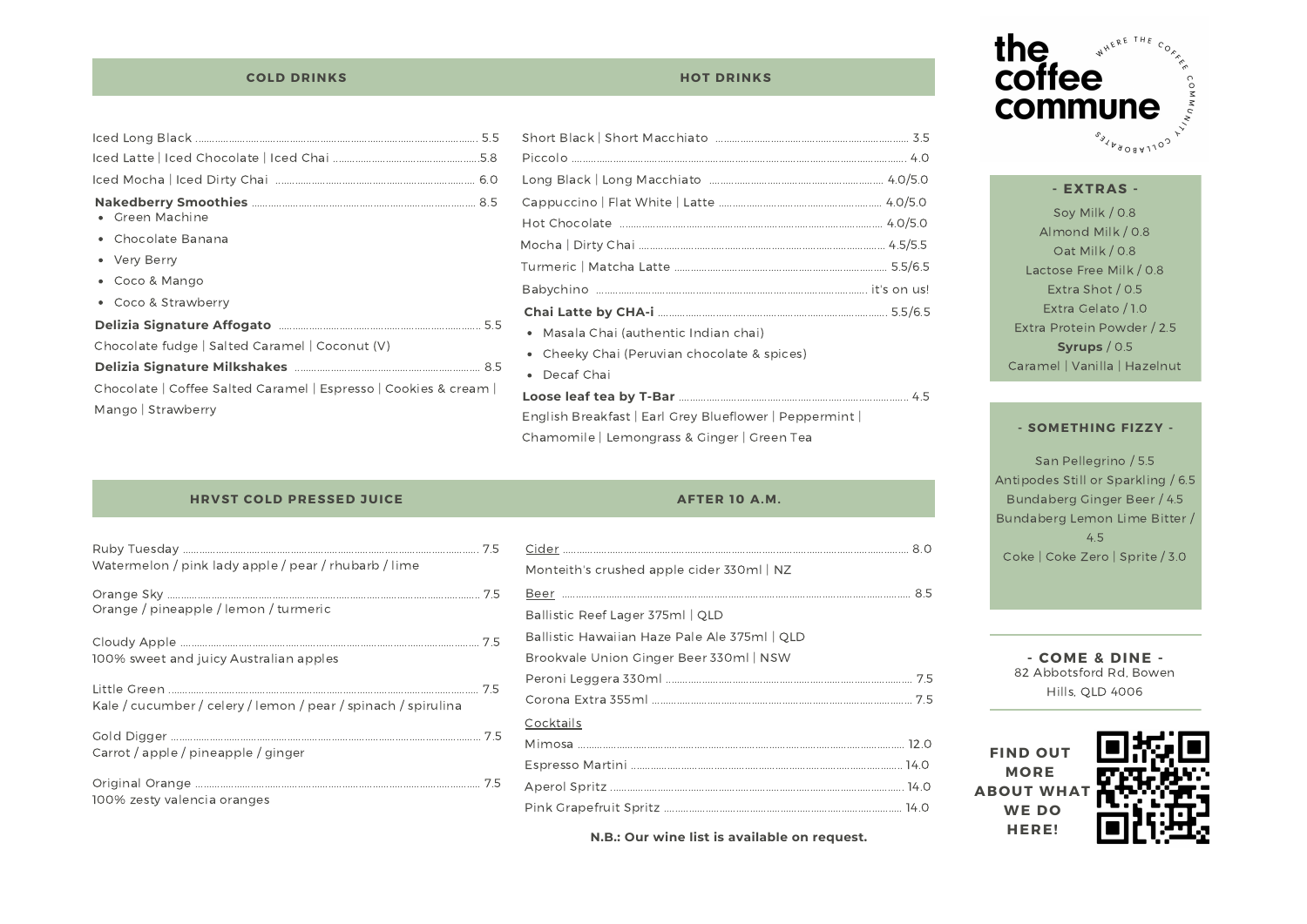# the coffee commune

WHERE THE COFFEE COMMUNITY COLLABORATES

## COLD DRINKS

Iced Long Black ........ 5.5

Iced Latte | Iced Chocolate | Iced Chai ........ 5.8

Iced Mocha | Iced Dirty Chai ........ 6.0

**Nakedberry Smoothies** ........ 8.5

- Green Machine
- Chocolate Banana
- Very Berry
- Coco & Mango
- Coco & Strawberry

**Delizia Signature Affogato** ........ 5.5

Chocolate fudge | Salted Caramel | Coconut (V)

**Delizia Signature Milkshakes** ........ 8.5

Chocolate | Coffee Salted Caramel | Espresso | Cookies & cream | Mango | Strawberry

## HOT DRINKS

Short Black | Short Macchiato ........ 3.5

Piccolo ........ 4.0

Long Black | Long Macchiato ........ 4.0/5.0

Cappuccino | Flat White | Latte ........ 4.0/5.0

Hot Chocolate ........ 4.0/5.0

Mocha | Dirty Chai ........ 4.5/5.5

Turmeric | Matcha Latte ........ 5.5/6.5

Babychino ........ it's on us!

**Chai Latte by CHA-i** ........ 5.5/6.5

- Masala Chai (authentic Indian chai)
- Cheeky Chai (Peruvian chocolate & spices)
- Decaf Chai

**Loose leaf tea by T-Bar** ........ 4.5

English Breakfast | Earl Grey Blueflower | Peppermint | Chamomile | Lemongrass & Ginger | Green Tea

## HRVST COLD PRESSED JUICE

Ruby Tuesday ........ 7.5
Watermelon / pink lady apple / pear / rhubarb / lime

Orange Sky ........ 7.5
Orange / pineapple / lemon / turmeric

Cloudy Apple ........ 7.5
100% sweet and juicy Australian apples

Little Green ........ 7.5
Kale / cucumber / celery / lemon / pear / spinach / spirulina

Gold Digger ........ 7.5
Carrot / apple / pineapple / ginger

Original Orange ........ 7.5
100% zesty valencia oranges

## AFTER 10 A.M.

Cider ........ 8.0

Monteith's crushed apple cider 330ml | NZ

Beer ........ 8.5

Ballistic Reef Lager 375ml | QLD

Ballistic Hawaiian Haze Pale Ale 375ml | QLD

Brookvale Union Ginger Beer 330ml | NSW

Peroni Leggera 330ml ........ 7.5

Corona Extra 355ml ........ 7.5

Cocktails

Mimosa ........ 12.0

Espresso Martini ........ 14.0

Aperol Spritz ........ 14.0

Pink Grapefruit Spritz ........ 14.0

**N.B.: Our wine list is available on request.**

## - EXTRAS -

Soy Milk / 0.8

Almond Milk / 0.8

Oat Milk / 0.8

Lactose Free Milk / 0.8

Extra Shot / 0.5

Extra Gelato / 1.0

Extra Protein Powder / 2.5

**Syrups** / 0.5

Caramel | Vanilla | Hazelnut

## - SOMETHING FIZZY -

San Pellegrino / 5.5

Antipodes Still or Sparkling / 6.5

Bundaberg Ginger Beer / 4.5

Bundaberg Lemon Lime Bitter / 4.5

Coke | Coke Zero | Sprite / 3.0

## - COME & DINE -

82 Abbotsford Rd, Bowen Hills, QLD 4006

**FIND OUT MORE ABOUT WHAT WE DO HERE!**